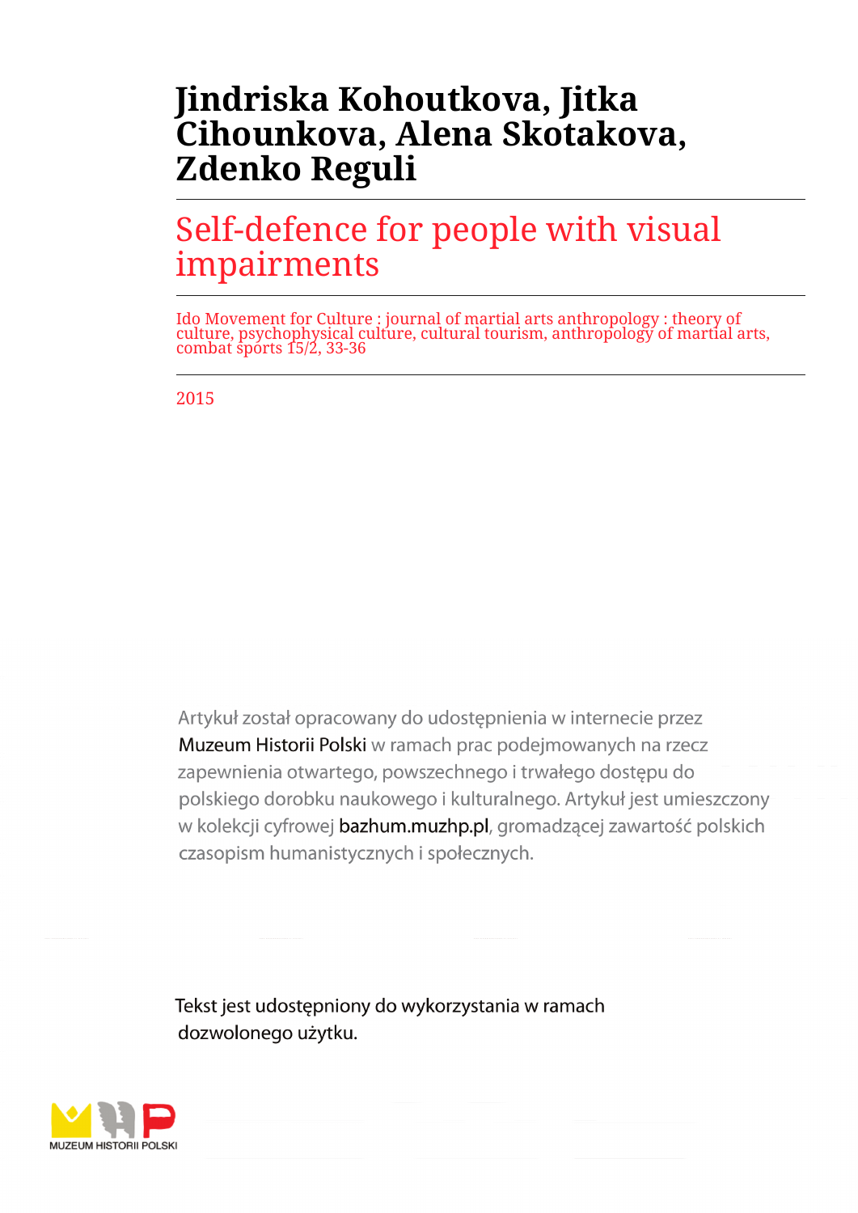# Jindriska Kohoutkova, Jitka Cihounkova, Alena Skotakova, Zdenko Reguli

## Self-defence for people with visual impairments

Ido Movement for Culture : journal of martial arts anthropology : theory of culture, psychophysical culture, cultural tourism, anthropology of martial arts, combat sports 15/2, 33-36

2015

Artykuł został opracowany do udostępnienia w internecie przez Muzeum Historii Polski w ramach prac podejmowanych na rzecz zapewnienia otwartego, powszechnego i trwałego dostępu do polskiego dorobku naukowego i kulturalnego. Artykuł jest umieszczony w kolekcji cyfrowej bazhum.muzhp.pl, gromadzącej zawartość polskich czasopism humanistycznych i społecznych.

Tekst jest udostępniony do wykorzystania w ramach dozwolonego użytku.

MUZEUM HISTORII POLSKI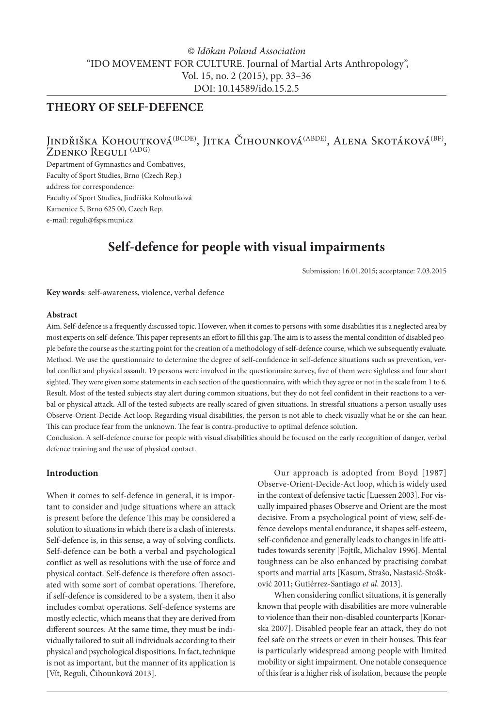© *Idōkan Poland Association*
"IDO MOVEMENT FOR CULTURE. Journal of Martial Arts Anthropology",
Vol. 15, no. 2 (2015), pp. 33–36
DOI: 10.14589/ido.15.2.5

## THEORY OF SELF-DEFENCE

Jindřiška Kohoutková[(BCDE)], Jitka Čihounková[(ABDE)], Alena Skotáková[(BF)], Zdenko Reguli [(ADG)]

Department of Gymnastics and Combatives,
Faculty of Sport Studies, Brno (Czech Rep.)
address for correspondence:
Faculty of Sport Studies, Jindřiška Kohoutková
Kamenice 5, Brno 625 00, Czech Rep.
e-mail: reguli@fsps.muni.cz

# Self-defence for people with visual impairments

Submission: 16.01.2015; acceptance: 7.03.2015

**Key words**: self-awareness, violence, verbal defence

### Abstract

Aim. Self-defence is a frequently discussed topic. However, when it comes to persons with some disabilities it is a neglected area by most experts on self-defence. This paper represents an effort to fill this gap. The aim is to assess the mental condition of disabled people before the course as the starting point for the creation of a methodology of self-defence course, which we subsequently evaluate.
Method. We use the questionnaire to determine the degree of self-confidence in self-defence situations such as prevention, verbal conflict and physical assault. 19 persons were involved in the questionnaire survey, five of them were sightless and four short sighted. They were given some statements in each section of the questionnaire, with which they agree or not in the scale from 1 to 6.
Result. Most of the tested subjects stay alert during common situations, but they do not feel confident in their reactions to a verbal or physical attack. All of the tested subjects are really scared of given situations. In stressful situations a person usually uses Observe-Orient-Decide-Act loop. Regarding visual disabilities, the person is not able to check visually what he or she can hear. This can produce fear from the unknown. The fear is contra-productive to optimal defence solution.
Conclusion. A self-defence course for people with visual disabilities should be focused on the early recognition of danger, verbal defence training and the use of physical contact.

### Introduction

When it comes to self-defence in general, it is important to consider and judge situations where an attack is present before the defence This may be considered a solution to situations in which there is a clash of interests. Self-defence is, in this sense, a way of solving conflicts. Self-defence can be both a verbal and psychological conflict as well as resolutions with the use of force and physical contact. Self-defence is therefore often associated with some sort of combat operations. Therefore, if self-defence is considered to be a system, then it also includes combat operations. Self-defence systems are mostly eclectic, which means that they are derived from different sources. At the same time, they must be individually tailored to suit all individuals according to their physical and psychological dispositions. In fact, technique is not as important, but the manner of its application is [Vít, Reguli, Čihounková 2013].

Our approach is adopted from Boyd [1987] Observe-Orient-Decide-Act loop, which is widely used in the context of defensive tactic [Luessen 2003]. For visually impaired phases Observe and Orient are the most decisive. From a psychological point of view, self-defence develops mental endurance, it shapes self-esteem, self-confidence and generally leads to changes in life attitudes towards serenity [Fojtík, Michalov 1996]. Mental toughness can be also enhanced by practising combat sports and martial arts [Kasum, Strašo, Nastasić-Stošković 2011; Gutiérrez-Santiago *et al*. 2013].

When considering conflict situations, it is generally known that people with disabilities are more vulnerable to violence than their non-disabled counterparts [Konarska 2007]. Disabled people fear an attack, they do not feel safe on the streets or even in their houses. This fear is particularly widespread among people with limited mobility or sight impairment. One notable consequence of this fear is a higher risk of isolation, because the people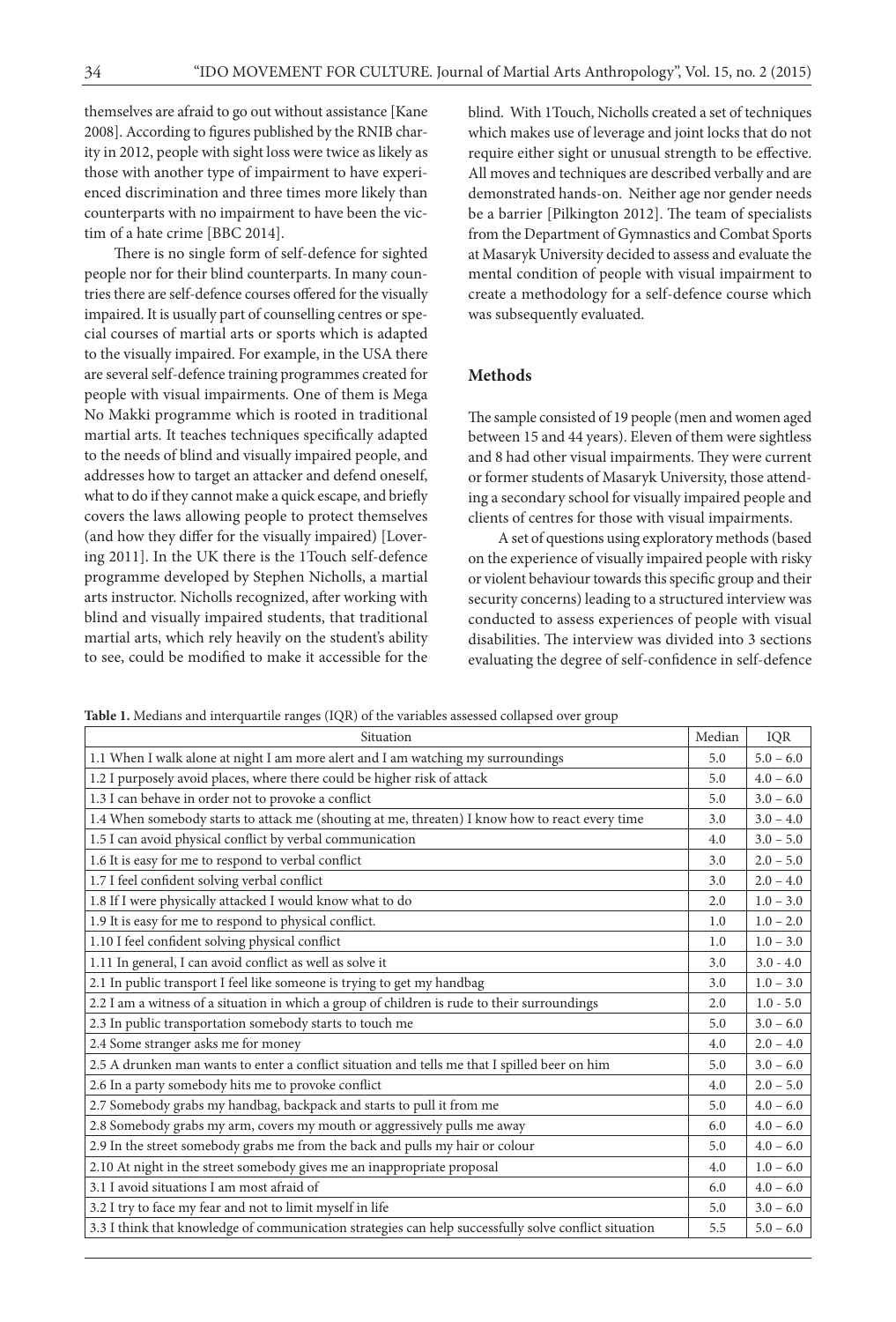themselves are afraid to go out without assistance [Kane 2008]. According to figures published by the RNIB charity in 2012, people with sight loss were twice as likely as those with another type of impairment to have experienced discrimination and three times more likely than counterparts with no impairment to have been the victim of a hate crime [BBC 2014].

There is no single form of self-defence for sighted people nor for their blind counterparts. In many countries there are self-defence courses offered for the visually impaired. It is usually part of counselling centres or special courses of martial arts or sports which is adapted to the visually impaired. For example, in the USA there are several self-defence training programmes created for people with visual impairments. One of them is Mega No Makki programme which is rooted in traditional martial arts. It teaches techniques specifically adapted to the needs of blind and visually impaired people, and addresses how to target an attacker and defend oneself, what to do if they cannot make a quick escape, and briefly covers the laws allowing people to protect themselves (and how they differ for the visually impaired) [Lovering 2011]. In the UK there is the 1Touch self-defence programme developed by Stephen Nicholls, a martial arts instructor. Nicholls recognized, after working with blind and visually impaired students, that traditional martial arts, which rely heavily on the student's ability to see, could be modified to make it accessible for the blind. With 1Touch, Nicholls created a set of techniques which makes use of leverage and joint locks that do not require either sight or unusual strength to be effective. All moves and techniques are described verbally and are demonstrated hands-on. Neither age nor gender needs be a barrier [Pilkington 2012]. The team of specialists from the Department of Gymnastics and Combat Sports at Masaryk University decided to assess and evaluate the mental condition of people with visual impairment to create a methodology for a self-defence course which was subsequently evaluated.

## Methods

The sample consisted of 19 people (men and women aged between 15 and 44 years). Eleven of them were sightless and 8 had other visual impairments. They were current or former students of Masaryk University, those attending a secondary school for visually impaired people and clients of centres for those with visual impairments.

A set of questions using exploratory methods (based on the experience of visually impaired people with risky or violent behaviour towards this specific group and their security concerns) leading to a structured interview was conducted to assess experiences of people with visual disabilities. The interview was divided into 3 sections evaluating the degree of self-confidence in self-defence

**Table 1.** Medians and interquartile ranges (IQR) of the variables assessed collapsed over group

| Situation | Median | IQR |
|---|---|---|
| 1.1 When I walk alone at night I am more alert and I am watching my surroundings | 5.0 | 5.0 – 6.0 |
| 1.2 I purposely avoid places, where there could be higher risk of attack | 5.0 | 4.0 – 6.0 |
| 1.3 I can behave in order not to provoke a conflict | 5.0 | 3.0 – 6.0 |
| 1.4 When somebody starts to attack me (shouting at me, threaten) I know how to react every time | 3.0 | 3.0 – 4.0 |
| 1.5 I can avoid physical conflict by verbal communication | 4.0 | 3.0 – 5.0 |
| 1.6 It is easy for me to respond to verbal conflict | 3.0 | 2.0 – 5.0 |
| 1.7 I feel confident solving verbal conflict | 3.0 | 2.0 – 4.0 |
| 1.8 If I were physically attacked I would know what to do | 2.0 | 1.0 – 3.0 |
| 1.9 It is easy for me to respond to physical conflict. | 1.0 | 1.0 – 2.0 |
| 1.10 I feel confident solving physical conflict | 1.0 | 1.0 – 3.0 |
| 1.11 In general, I can avoid conflict as well as solve it | 3.0 | 3.0 - 4.0 |
| 2.1 In public transport I feel like someone is trying to get my handbag | 3.0 | 1.0 – 3.0 |
| 2.2 I am a witness of a situation in which a group of children is rude to their surroundings | 2.0 | 1.0 - 5.0 |
| 2.3 In public transportation somebody starts to touch me | 5.0 | 3.0 – 6.0 |
| 2.4 Some stranger asks me for money | 4.0 | 2.0 – 4.0 |
| 2.5 A drunken man wants to enter a conflict situation and tells me that I spilled beer on him | 5.0 | 3.0 – 6.0 |
| 2.6 In a party somebody hits me to provoke conflict | 4.0 | 2.0 – 5.0 |
| 2.7 Somebody grabs my handbag, backpack and starts to pull it from me | 5.0 | 4.0 – 6.0 |
| 2.8 Somebody grabs my arm, covers my mouth or aggressively pulls me away | 6.0 | 4.0 – 6.0 |
| 2.9 In the street somebody grabs me from the back and pulls my hair or colour | 5.0 | 4.0 – 6.0 |
| 2.10 At night in the street somebody gives me an inappropriate proposal | 4.0 | 1.0 – 6.0 |
| 3.1 I avoid situations I am most afraid of | 6.0 | 4.0 – 6.0 |
| 3.2 I try to face my fear and not to limit myself in life | 5.0 | 3.0 – 6.0 |
| 3.3 I think that knowledge of communication strategies can help successfully solve conflict situation | 5.5 | 5.0 – 6.0 |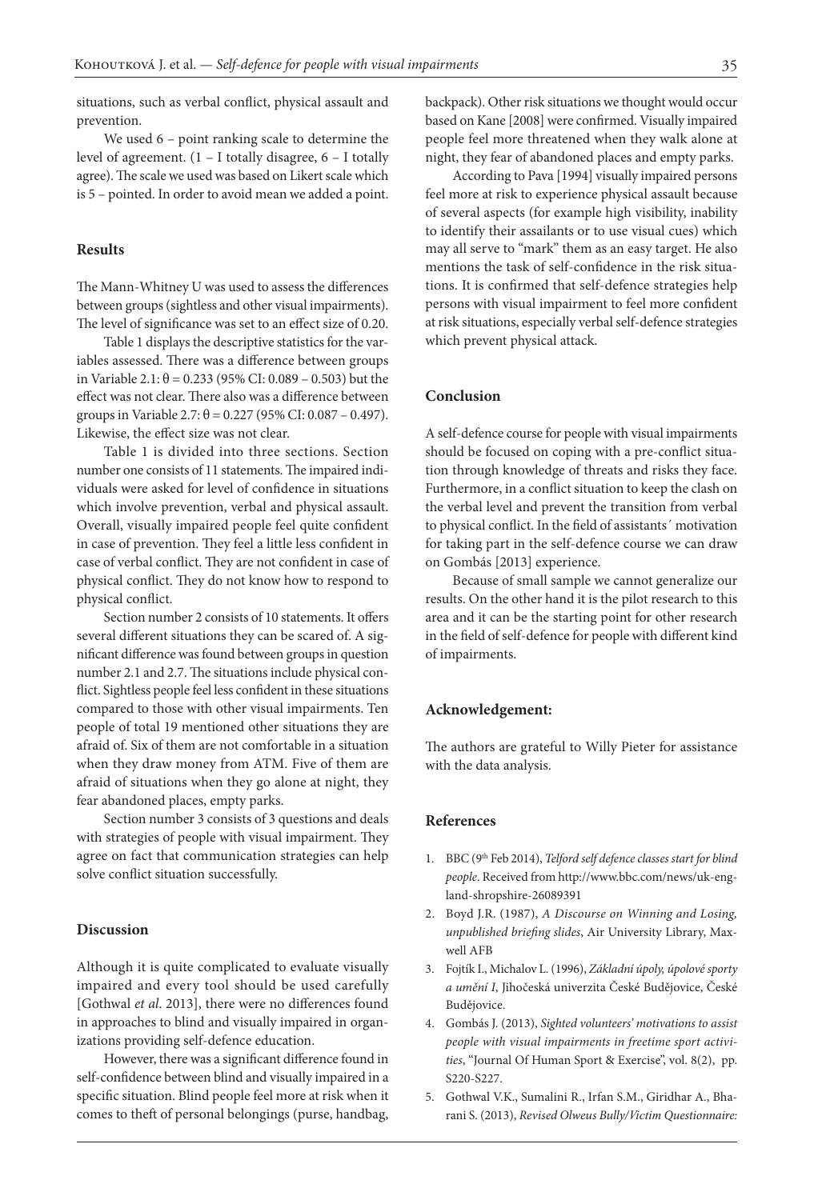situations, such as verbal conflict, physical assault and prevention.

We used 6 – point ranking scale to determine the level of agreement. (1 – I totally disagree, 6 – I totally agree). The scale we used was based on Likert scale which is 5 – pointed. In order to avoid mean we added a point.

## Results

The Mann-Whitney U was used to assess the differences between groups (sightless and other visual impairments). The level of significance was set to an effect size of 0.20.

Table 1 displays the descriptive statistics for the variables assessed. There was a difference between groups in Variable 2.1: $\theta = 0.233$ (95% CI: 0.089 – 0.503) but the effect was not clear. There also was a difference between groups in Variable 2.7: $\theta = 0.227$ (95% CI: 0.087 – 0.497). Likewise, the effect size was not clear.

Table 1 is divided into three sections. Section number one consists of 11 statements. The impaired individuals were asked for level of confidence in situations which involve prevention, verbal and physical assault. Overall, visually impaired people feel quite confident in case of prevention. They feel a little less confident in case of verbal conflict. They are not confident in case of physical conflict. They do not know how to respond to physical conflict.

Section number 2 consists of 10 statements. It offers several different situations they can be scared of. A significant difference was found between groups in question number 2.1 and 2.7. The situations include physical conflict. Sightless people feel less confident in these situations compared to those with other visual impairments. Ten people of total 19 mentioned other situations they are afraid of. Six of them are not comfortable in a situation when they draw money from ATM. Five of them are afraid of situations when they go alone at night, they fear abandoned places, empty parks.

Section number 3 consists of 3 questions and deals with strategies of people with visual impairment. They agree on fact that communication strategies can help solve conflict situation successfully.

## Discussion

Although it is quite complicated to evaluate visually impaired and every tool should be used carefully [Gothwal *et al*. 2013], there were no differences found in approaches to blind and visually impaired in organizations providing self-defence education.

However, there was a significant difference found in self-confidence between blind and visually impaired in a specific situation. Blind people feel more at risk when it comes to theft of personal belongings (purse, handbag, backpack). Other risk situations we thought would occur based on Kane [2008] were confirmed. Visually impaired people feel more threatened when they walk alone at night, they fear of abandoned places and empty parks.

According to Pava [1994] visually impaired persons feel more at risk to experience physical assault because of several aspects (for example high visibility, inability to identify their assailants or to use visual cues) which may all serve to "mark" them as an easy target. He also mentions the task of self-confidence in the risk situations. It is confirmed that self-defence strategies help persons with visual impairment to feel more confident at risk situations, especially verbal self-defence strategies which prevent physical attack.

## Conclusion

A self-defence course for people with visual impairments should be focused on coping with a pre-conflict situation through knowledge of threats and risks they face. Furthermore, in a conflict situation to keep the clash on the verbal level and prevent the transition from verbal to physical conflict. In the field of assistants´ motivation for taking part in the self-defence course we can draw on Gombás [2013] experience.

Because of small sample we cannot generalize our results. On the other hand it is the pilot research to this area and it can be the starting point for other research in the field of self-defence for people with different kind of impairments.

## Acknowledgement:

The authors are grateful to Willy Pieter for assistance with the data analysis.

## References

1. BBC (9th Feb 2014), *Telford self defence classes start for blind people*. Received from http://www.bbc.com/news/uk-england-shropshire-26089391
2. Boyd J.R. (1987), *A Discourse on Winning and Losing, unpublished briefing slides*, Air University Library, Maxwell AFB
3. Fojtík I., Michalov L. (1996), *Základní úpoly, úpolové sporty a umění I*, Jihočeská univerzita České Budějovice, České Budějovice.
4. Gombás J. (2013), *Sighted volunteers' motivations to assist people with visual impairments in freetime sport activities*, "Journal Of Human Sport & Exercise", vol. 8(2), pp. S220-S227.
5. Gothwal V.K., Sumalini R., Irfan S.M., Giridhar A., Bharani S. (2013), *Revised Olweus Bully/Victim Questionnaire:*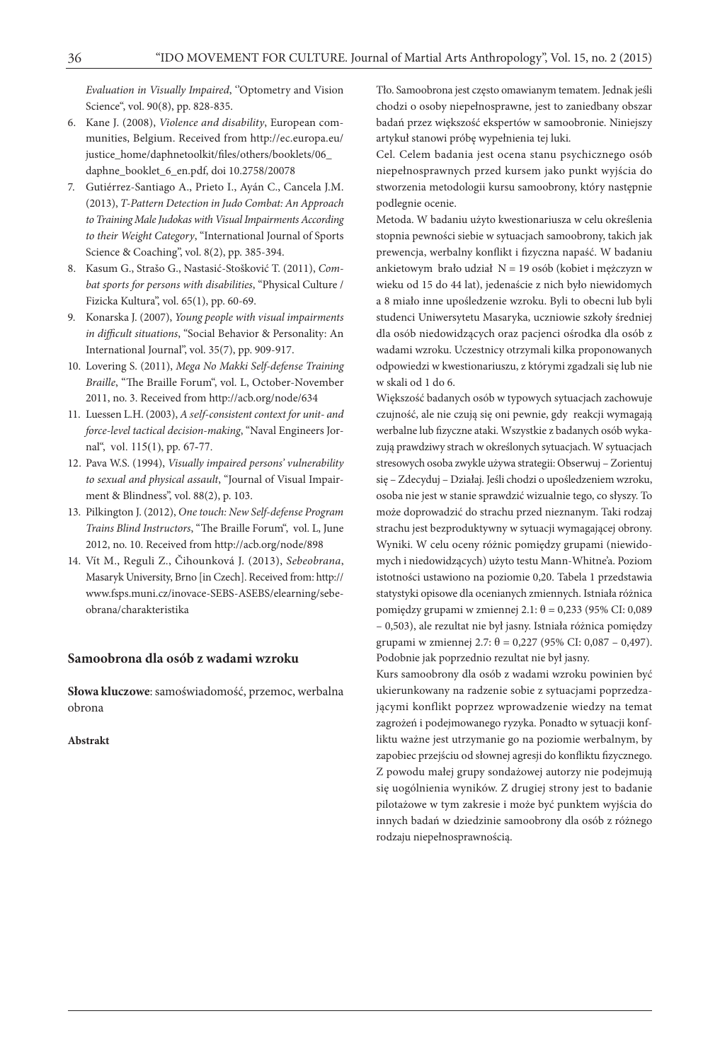*Evaluation in Visually Impaired*, "Optometry and Vision Science", vol. 90(8), pp. 828-835.

6. Kane J. (2008), *Violence and disability*, European communities, Belgium. Received from http://ec.europa.eu/justice_home/daphnetoolkit/files/others/booklets/06_daphne_booklet_6_en.pdf, doi 10.2758/20078
7. Gutiérrez-Santiago A., Prieto I., Ayán C., Cancela J.M. (2013), *T-Pattern Detection in Judo Combat: An Approach to Training Male Judokas with Visual Impairments According to their Weight Category*, "International Journal of Sports Science & Coaching", vol. 8(2), pp. 385-394.
8. Kasum G., Strašo G., Nastasić-Stošković T. (2011), *Combat sports for persons with disabilities*, "Physical Culture / Fizicka Kultura", vol. 65(1), pp. 60-69.
9. Konarska J. (2007), *Young people with visual impairments in difficult situations*, "Social Behavior & Personality: An International Journal", vol. 35(7), pp. 909-917.
10. Lovering S. (2011), *Mega No Makki Self-defense Training Braille*, "The Braille Forum", vol. L, October-November 2011, no. 3. Received from http://acb.org/node/634
11. Luessen L.H. (2003), *A self-consistent context for unit- and force-level tactical decision-making*, "Naval Engineers Jornal", vol. 115(1), pp. 67-77.
12. Pava W.S. (1994), *Visually impaired persons' vulnerability to sexual and physical assault*, "Journal of Visual Impairment & Blindness", vol. 88(2), p. 103.
13. Pilkington J. (2012), *One touch: New Self-defense Program Trains Blind Instructors*, "The Braille Forum", vol. L, June 2012, no. 10. Received from http://acb.org/node/898
14. Vít M., Reguli Z., Čihounková J. (2013), *Sebeobrana*, Masaryk University, Brno [in Czech]. Received from: http://www.fsps.muni.cz/inovace-SEBS-ASEBS/elearning/sebeobrana/charakteristika

## Samoobrona dla osób z wadami wzroku

**Słowa kluczowe**: samoświadomość, przemoc, werbalna obrona

**Abstrakt**

Tło. Samoobrona jest często omawianym tematem. Jednak jeśli chodzi o osoby niepełnosprawne, jest to zaniedbany obszar badań przez większość ekspertów w samoobronie. Niniejszy artykuł stanowi próbę wypełnienia tej luki.

Cel. Celem badania jest ocena stanu psychicznego osób niepełnosprawnych przed kursem jako punkt wyjścia do stworzenia metodologii kursu samoobrony, który następnie podlegnie ocenie.

Metoda. W badaniu użyto kwestionariusza w celu określenia stopnia pewności siebie w sytuacjach samoobrony, takich jak prewencja, werbalny konflikt i fizyczna napaść. W badaniu ankietowym brało udział N = 19 osób (kobiet i mężczyzn w wieku od 15 do 44 lat), jedenaście z nich było niewidomych a 8 miało inne upośledzenie wzroku. Byli to obecni lub byli studenci Uniwersytetu Masaryka, uczniowie szkoły średniej dla osób niedowidzących oraz pacjenci ośrodka dla osób z wadami wzroku. Uczestnicy otrzymali kilka proponowanych odpowiedzi w kwestionariuszu, z którymi zgadzali się lub nie w skali od 1 do 6.

Większość badanych osób w typowych sytuacjach zachowuje czujność, ale nie czują się oni pewnie, gdy reakcji wymagają werbalne lub fizyczne ataki. Wszystkie z badanych osób wykazują prawdziwy strach w określonych sytuacjach. W sytuacjach stresowych osoba zwykle używa strategii: Obserwuj – Zorientuj się – Zdecyduj – Działaj. Jeśli chodzi o upośledzenie wzroku, osoba nie jest w stanie sprawdzić wizualnie tego, co słyszy. To może doprowadzić do strachu przed nieznanym. Taki rodzaj strachu jest bezproduktywny w sytuacji wymagającej obrony.

Wyniki. W celu oceny różnic pomiędzy grupami (niewidomych i niedowidzących) użyto testu Mann-Whitne'a. Poziom istotności ustawiono na poziomie 0,20. Tabela 1 przedstawia statystyki opisowe dla ocenianych zmiennych. Istniała różnica pomiędzy grupami w zmiennej 2.1: $\theta$ = 0,233 (95% CI: 0,089 – 0,503), ale rezultat nie był jasny. Istniała różnica pomiędzy grupami w zmiennej 2.7: $\theta$ = 0,227 (95% CI: 0,087 – 0,497). Podobnie jak poprzednio rezultat nie był jasny.

Kurs samoobrony dla osób z wadami wzroku powinien być ukierunkowany na radzenie sobie z sytuacjami poprzedzającymi konflikt poprzez wprowadzenie wiedzy na temat zagrożeń i podejmowanego ryzyka. Ponadto w sytuacji konfliktu ważne jest utrzymanie go na poziomie werbalnym, by zapobiec przejściu od słownej agresji do konfliktu fizycznego. Z powodu małej grupy sondażowej autorzy nie podejmują się uogólnienia wyników. Z drugiej strony jest to badanie pilotażowe w tym zakresie i może być punktem wyjścia do innych badań w dziedzinie samoobrony dla osób z różnego rodzaju niepełnosprawnością.